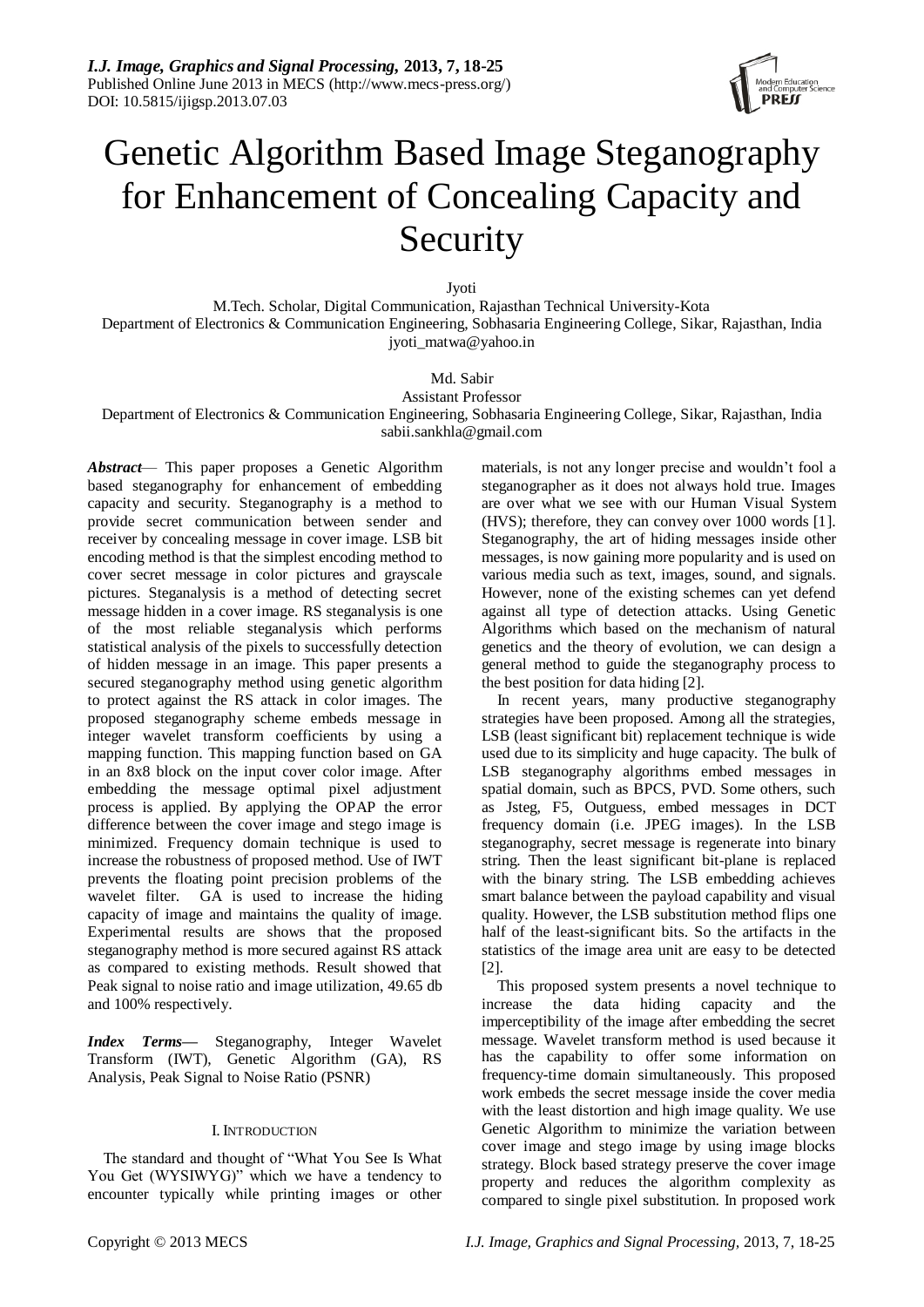# Genetic Algorithm Based Image Steganography for Enhancement of Concealing Capacity and Security

Jyoti

M.Tech. Scholar, Digital Communication, Rajasthan Technical University-Kota
Department of Electronics & Communication Engineering, Sobhasaria Engineering College, Sikar, Rajasthan, India
jyoti_matwa@yahoo.in

Md. Sabir

Assistant Professor
Department of Electronics & Communication Engineering, Sobhasaria Engineering College, Sikar, Rajasthan, India
sabii.sankhla@gmail.com

***Abstract*** — This paper proposes a Genetic Algorithm based steganography for enhancement of embedding capacity and security. Steganography is a method to provide secret communication between sender and receiver by concealing message in cover image. LSB bit encoding method is that the simplest encoding method to cover secret message in color pictures and grayscale pictures. Steganalysis is a method of detecting secret message hidden in a cover image. RS steganalysis is one of the most reliable steganalysis which performs statistical analysis of the pixels to successfully detection of hidden message in an image. This paper presents a secured steganography method using genetic algorithm to protect against the RS attack in color images. The proposed steganography scheme embeds message in integer wavelet transform coefficients by using a mapping function. This mapping function based on GA in an 8x8 block on the input cover color image. After embedding the message optimal pixel adjustment process is applied. By applying the OPAP the error difference between the cover image and stego image is minimized. Frequency domain technique is used to increase the robustness of proposed method. Use of IWT prevents the floating point precision problems of the wavelet filter. GA is used to increase the hiding capacity of image and maintains the quality of image. Experimental results are shows that the proposed steganography method is more secured against RS attack as compared to existing methods. Result showed that Peak signal to noise ratio and image utilization, 49.65 db and 100% respectively.

***Index Terms*** — Steganography, Integer Wavelet Transform (IWT), Genetic Algorithm (GA), RS Analysis, Peak Signal to Noise Ratio (PSNR)

## I. Introduction

The standard and thought of "What You See Is What You Get (WYSIWYG)" which we have a tendency to encounter typically while printing images or other materials, is not any longer precise and wouldn't fool a steganographer as it does not always hold true. Images are over what we see with our Human Visual System (HVS); therefore, they can convey over 1000 words [1]. Steganography, the art of hiding messages inside other messages, is now gaining more popularity and is used on various media such as text, images, sound, and signals. However, none of the existing schemes can yet defend against all type of detection attacks. Using Genetic Algorithms which based on the mechanism of natural genetics and the theory of evolution, we can design a general method to guide the steganography process to the best position for data hiding [2].

In recent years, many productive steganography strategies have been proposed. Among all the strategies, LSB (least significant bit) replacement technique is wide used due to its simplicity and huge capacity. The bulk of LSB steganography algorithms embed messages in spatial domain, such as BPCS, PVD. Some others, such as Jsteg, F5, Outguess, embed messages in DCT frequency domain (i.e. JPEG images). In the LSB steganography, secret message is regenerate into binary string. Then the least significant bit-plane is replaced with the binary string. The LSB embedding achieves smart balance between the payload capability and visual quality. However, the LSB substitution method flips one half of the least-significant bits. So the artifacts in the statistics of the image area unit are easy to be detected [2].

This proposed system presents a novel technique to increase the data hiding capacity and the imperceptibility of the image after embedding the secret message. Wavelet transform method is used because it has the capability to offer some information on frequency-time domain simultaneously. This proposed work embeds the secret message inside the cover media with the least distortion and high image quality. We use Genetic Algorithm to minimize the variation between cover image and stego image by using image blocks strategy. Block based strategy preserve the cover image property and reduces the algorithm complexity as compared to single pixel substitution. In proposed work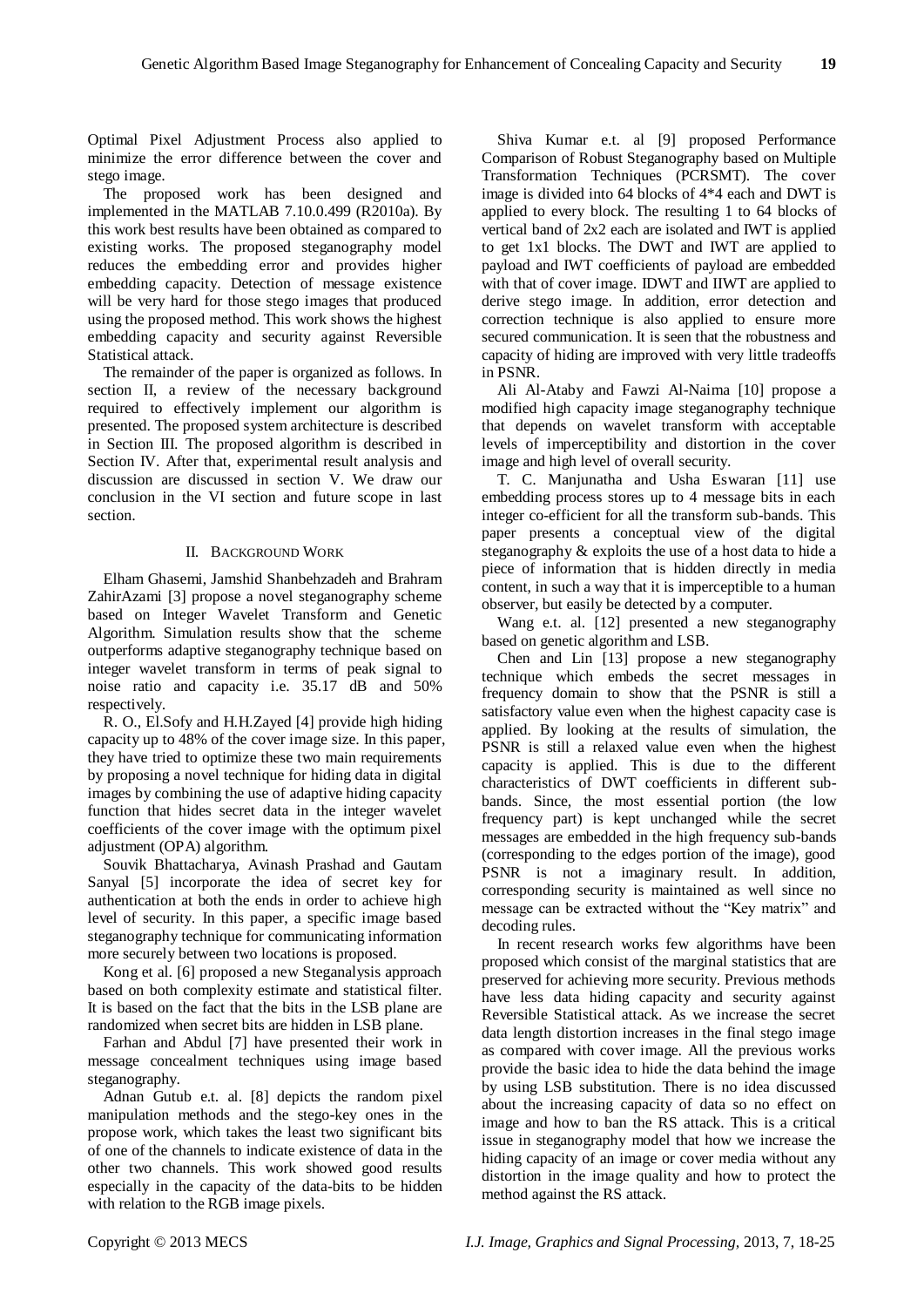Optimal Pixel Adjustment Process also applied to minimize the error difference between the cover and stego image.

The proposed work has been designed and implemented in the MATLAB 7.10.0.499 (R2010a). By this work best results have been obtained as compared to existing works. The proposed steganography model reduces the embedding error and provides higher embedding capacity. Detection of message existence will be very hard for those stego images that produced using the proposed method. This work shows the highest embedding capacity and security against Reversible Statistical attack.

The remainder of the paper is organized as follows. In section II, a review of the necessary background required to effectively implement our algorithm is presented. The proposed system architecture is described in Section III. The proposed algorithm is described in Section IV. After that, experimental result analysis and discussion are discussed in section V. We draw our conclusion in the VI section and future scope in last section.

## II. BACKGROUND WORK

Elham Ghasemi, Jamshid Shanbehzadeh and Brahram ZahirAzami [3] propose a novel steganography scheme based on Integer Wavelet Transform and Genetic Algorithm. Simulation results show that the scheme outperforms adaptive steganography technique based on integer wavelet transform in terms of peak signal to noise ratio and capacity i.e. 35.17 dB and 50% respectively.

R. O., El.Sofy and H.H.Zayed [4] provide high hiding capacity up to 48% of the cover image size. In this paper, they have tried to optimize these two main requirements by proposing a novel technique for hiding data in digital images by combining the use of adaptive hiding capacity function that hides secret data in the integer wavelet coefficients of the cover image with the optimum pixel adjustment (OPA) algorithm.

Souvik Bhattacharya, Avinash Prashad and Gautam Sanyal [5] incorporate the idea of secret key for authentication at both the ends in order to achieve high level of security. In this paper, a specific image based steganography technique for communicating information more securely between two locations is proposed.

Kong et al. [6] proposed a new Steganalysis approach based on both complexity estimate and statistical filter. It is based on the fact that the bits in the LSB plane are randomized when secret bits are hidden in LSB plane.

Farhan and Abdul [7] have presented their work in message concealment techniques using image based steganography.

Adnan Gutub e.t. al. [8] depicts the random pixel manipulation methods and the stego-key ones in the propose work, which takes the least two significant bits of one of the channels to indicate existence of data in the other two channels. This work showed good results especially in the capacity of the data-bits to be hidden with relation to the RGB image pixels.

Shiva Kumar e.t. al [9] proposed Performance Comparison of Robust Steganography based on Multiple Transformation Techniques (PCRSMT). The cover image is divided into 64 blocks of 4*4 each and DWT is applied to every block. The resulting 1 to 64 blocks of vertical band of 2x2 each are isolated and IWT is applied to get 1x1 blocks. The DWT and IWT are applied to payload and IWT coefficients of payload are embedded with that of cover image. IDWT and IIWT are applied to derive stego image. In addition, error detection and correction technique is also applied to ensure more secured communication. It is seen that the robustness and capacity of hiding are improved with very little tradeoffs in PSNR.

Ali Al-Ataby and Fawzi Al-Naima [10] propose a modified high capacity image steganography technique that depends on wavelet transform with acceptable levels of imperceptibility and distortion in the cover image and high level of overall security.

T. C. Manjunatha and Usha Eswaran [11] use embedding process stores up to 4 message bits in each integer co-efficient for all the transform sub-bands. This paper presents a conceptual view of the digital steganography & exploits the use of a host data to hide a piece of information that is hidden directly in media content, in such a way that it is imperceptible to a human observer, but easily be detected by a computer.

Wang e.t. al. [12] presented a new steganography based on genetic algorithm and LSB.

Chen and Lin [13] propose a new steganography technique which embeds the secret messages in frequency domain to show that the PSNR is still a satisfactory value even when the highest capacity case is applied. By looking at the results of simulation, the PSNR is still a relaxed value even when the highest capacity is applied. This is due to the different characteristics of DWT coefficients in different sub-bands. Since, the most essential portion (the low frequency part) is kept unchanged while the secret messages are embedded in the high frequency sub-bands (corresponding to the edges portion of the image), good PSNR is not a imaginary result. In addition, corresponding security is maintained as well since no message can be extracted without the "Key matrix" and decoding rules.

In recent research works few algorithms have been proposed which consist of the marginal statistics that are preserved for achieving more security. Previous methods have less data hiding capacity and security against Reversible Statistical attack. As we increase the secret data length distortion increases in the final stego image as compared with cover image. All the previous works provide the basic idea to hide the data behind the image by using LSB substitution. There is no idea discussed about the increasing capacity of data so no effect on image and how to ban the RS attack. This is a critical issue in steganography model that how we increase the hiding capacity of an image or cover media without any distortion in the image quality and how to protect the method against the RS attack.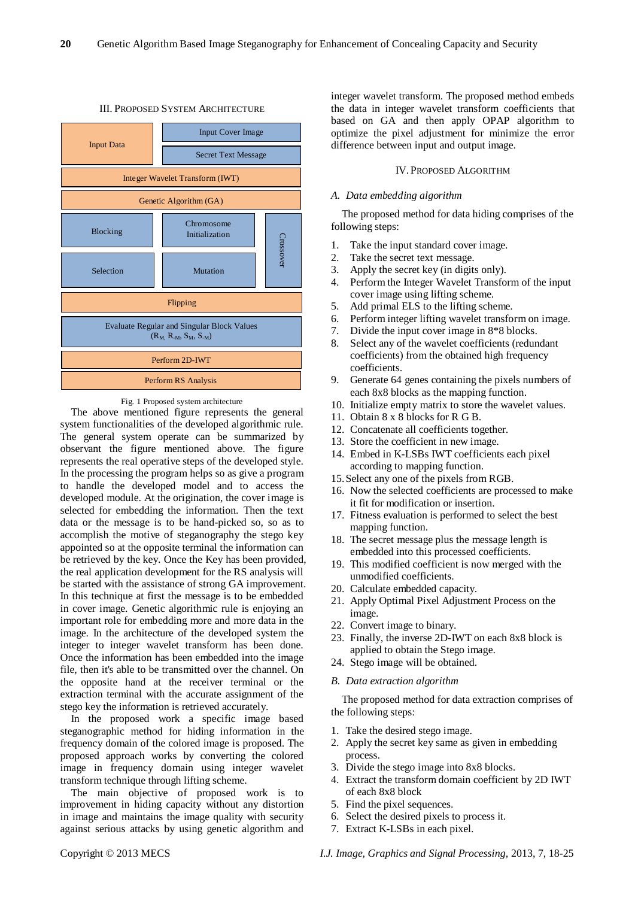## III. Proposed System Architecture

Input Data | Input Cover Image | Secret Text Message

Integer Wavelet Transform (IWT)

Genetic Algorithm (GA)

Blocking | Chromosome Initialization | Crossover

Selection | Mutation

Flipping

Evaluate Regular and Singular Block Values ($R_M$, $R_{-M}$, $S_M$, $S_{-M}$)

Perform 2D-IWT

Perform RS Analysis

Fig. 1 Proposed system architecture

The above mentioned figure represents the general system functionalities of the developed algorithmic rule. The general system operate can be summarized by observant the figure mentioned above. The figure represents the real operative steps of the developed style. In the processing the program helps so as give a program to handle the developed model and to access the developed module. At the origination, the cover image is selected for embedding the information. Then the text data or the message is to be hand-picked so, so as to accomplish the motive of steganography the stego key appointed so at the opposite terminal the information can be retrieved by the key. Once the Key has been provided, the real application development for the RS analysis will be started with the assistance of strong GA improvement. In this technique at first the message is to be embedded in cover image. Genetic algorithmic rule is enjoying an important role for embedding more and more data in the image. In the architecture of the developed system the integer to integer wavelet transform has been done. Once the information has been embedded into the image file, then it's able to be transmitted over the channel. On the opposite hand at the receiver terminal or the extraction terminal with the accurate assignment of the stego key the information is retrieved accurately.

In the proposed work a specific image based steganographic method for hiding information in the frequency domain of the colored image is proposed. The proposed approach works by converting the colored image in frequency domain using integer wavelet transform technique through lifting scheme.

The main objective of proposed work is to improvement in hiding capacity without any distortion in image and maintains the image quality with security against serious attacks by using genetic algorithm and integer wavelet transform. The proposed method embeds the data in integer wavelet transform coefficients that based on GA and then apply OPAP algorithm to optimize the pixel adjustment for minimize the error difference between input and output image.

## IV. Proposed Algorithm

### *A. Data embedding algorithm*

The proposed method for data hiding comprises of the following steps:

1. Take the input standard cover image.
2. Take the secret text message.
3. Apply the secret key (in digits only).
4. Perform the Integer Wavelet Transform of the input cover image using lifting scheme.
5. Add primal ELS to the lifting scheme.
6. Perform integer lifting wavelet transform on image.
7. Divide the input cover image in 8*8 blocks.
8. Select any of the wavelet coefficients (redundant coefficients) from the obtained high frequency coefficients.
9. Generate 64 genes containing the pixels numbers of each 8x8 blocks as the mapping function.
10. Initialize empty matrix to store the wavelet values.
11. Obtain 8 x 8 blocks for R G B.
12. Concatenate all coefficients together.
13. Store the coefficient in new image.
14. Embed in K-LSBs IWT coefficients each pixel according to mapping function.
15. Select any one of the pixels from RGB.
16. Now the selected coefficients are processed to make it fit for modification or insertion.
17. Fitness evaluation is performed to select the best mapping function.
18. The secret message plus the message length is embedded into this processed coefficients.
19. This modified coefficient is now merged with the unmodified coefficients.
20. Calculate embedded capacity.
21. Apply Optimal Pixel Adjustment Process on the image.
22. Convert image to binary.
23. Finally, the inverse 2D-IWT on each 8x8 block is applied to obtain the Stego image.
24. Stego image will be obtained.

### *B. Data extraction algorithm*

The proposed method for data extraction comprises of the following steps:

1. Take the desired stego image.
2. Apply the secret key same as given in embedding process.
3. Divide the stego image into 8x8 blocks.
4. Extract the transform domain coefficient by 2D IWT of each 8x8 block
5. Find the pixel sequences.
6. Select the desired pixels to process it.
7. Extract K-LSBs in each pixel.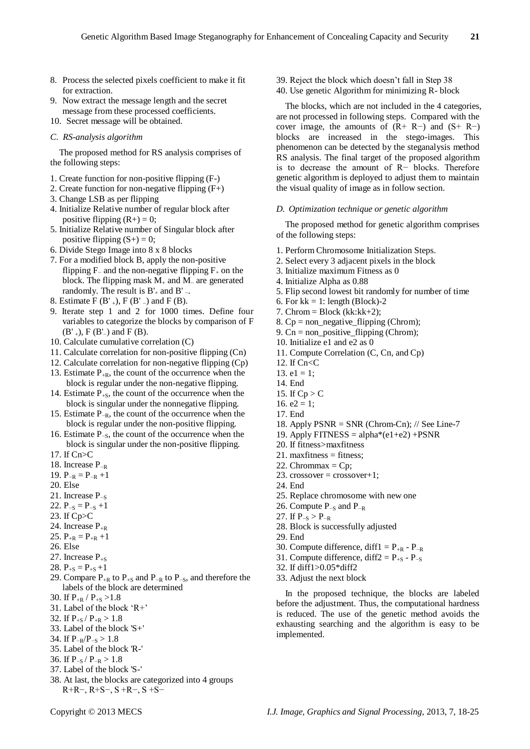8. Process the selected pixels coefficient to make it fit for extraction.
9. Now extract the message length and the secret message from these processed coefficients.
10. Secret message will be obtained.

### C. RS-analysis algorithm

The proposed method for RS analysis comprises of the following steps:

1. Create function for non-positive flipping (F-)
2. Create function for non-negative flipping (F+)
3. Change LSB as per flipping
4. Initialize Relative number of regular block after positive flipping (R+) = 0;
5. Initialize Relative number of Singular block after positive flipping (S+) = 0;
6. Divide Stego Image into 8 x 8 blocks
7. For a modified block B, apply the non-positive flipping $F_-$ and the non-negative flipping $F_+$ on the block. The flipping mask $M_+$ and $M_-$ are generated randomly. The result is $B'_+$ and $B'_-$.
8. Estimate $F(B'_+)$, $F(B'_-)$ and $F(B)$.
9. Iterate step 1 and 2 for 1000 times. Define four variables to categorize the blocks by comparison of $F(B'_+)$, $F(B'_-)$ and $F(B)$.
10. Calculate cumulative correlation (C)
11. Calculate correlation for non-positive flipping (Cn)
12. Calculate correlation for non-negative flipping (Cp)
13. Estimate $P_{+R}$, the count of the occurrence when the block is regular under the non-negative flipping.
14. Estimate $P_{+S}$, the count of the occurrence when the block is singular under the nonnegative flipping.
15. Estimate $P_{-R}$, the count of the occurrence when the block is regular under the non-positive flipping.
16. Estimate $P_{-S}$, the count of the occurrence when the block is singular under the non-positive flipping.
17. If Cn>C
18. Increase $P_{-R}$
19. $P_{-R} = P_{-R} + 1$
20. Else
21. Increase $P_{-S}$
22. $P_{-S} = P_{-S} + 1$
23. If Cp>C
24. Increase $P_{+R}$
25. $P_{+R} = P_{+R} + 1$
26. Else
27. Increase $P_{+S}$
28. $P_{+S} = P_{+S} + 1$
29. Compare $P_{+R}$ to $P_{+S}$ and $P_{-R}$ to $P_{-S}$, and therefore the labels of the block are determined
30. If $P_{+R} / P_{+S} > 1.8$
31. Label of the block 'R+'
32. If $P_{+S} / P_{+R} > 1.8$
33. Label of the block 'S+'
34. If $P_{-R}/P_{-S} > 1.8$
35. Label of the block 'R-'
36. If $P_{-S} / P_{-R} > 1.8$
37. Label of the block 'S-'
38. At last, the blocks are categorized into 4 groups R+R−, R+S−, S +R−, S +S−
39. Reject the block which doesn't fall in Step 38
40. Use genetic Algorithm for minimizing R- block

The blocks, which are not included in the 4 categories, are not processed in following steps. Compared with the cover image, the amounts of (R+ R−) and (S+ R−) blocks are increased in the stego-images. This phenomenon can be detected by the steganalysis method RS analysis. The final target of the proposed algorithm is to decrease the amount of R− blocks. Therefore genetic algorithm is deployed to adjust them to maintain the visual quality of image as in follow section.

### D. Optimization technique or genetic algorithm

The proposed method for genetic algorithm comprises of the following steps:

1. Perform Chromosome Initialization Steps.
2. Select every 3 adjacent pixels in the block
3. Initialize maximum Fitness as 0
4. Initialize Alpha as 0.88
5. Flip second lowest bit randomly for number of time
6. For kk = 1: length (Block)-2
7. Chrom = Block (kk:kk+2);
8. Cp = non_negative_flipping (Chrom);
9. Cn = non_positive_flipping (Chrom);
10. Initialize e1 and e2 as 0
11. Compute Correlation (C, Cn, and Cp)
12. If Cn<C
13. e1 = 1;
14. End
15. If Cp > C
16. e2 = 1;
17. End
18. Apply PSNR = SNR (Chrom-Cn); // See Line-7
19. Apply FITNESS = alpha*(e1+e2) +PSNR
20. If fitness>maxfitness
21. maxfitness = fitness;
22. Chrommax = Cp;
23. crossover = crossover+1;
24. End
25. Replace chromosome with new one
26. Compute $P_{-S}$ and $P_{-R}$
27. If $P_{-S} > P_{-R}$
28. Block is successfully adjusted
29. End
30. Compute difference, diff1 = $P_{+R} - P_{-R}$
31. Compute difference, diff2 = $P_{+S} - P_{-S}$
32. If diff1>0.05*diff2
33. Adjust the next block

In the proposed technique, the blocks are labeled before the adjustment. Thus, the computational hardness is reduced. The use of the genetic method avoids the exhausting searching and the algorithm is easy to be implemented.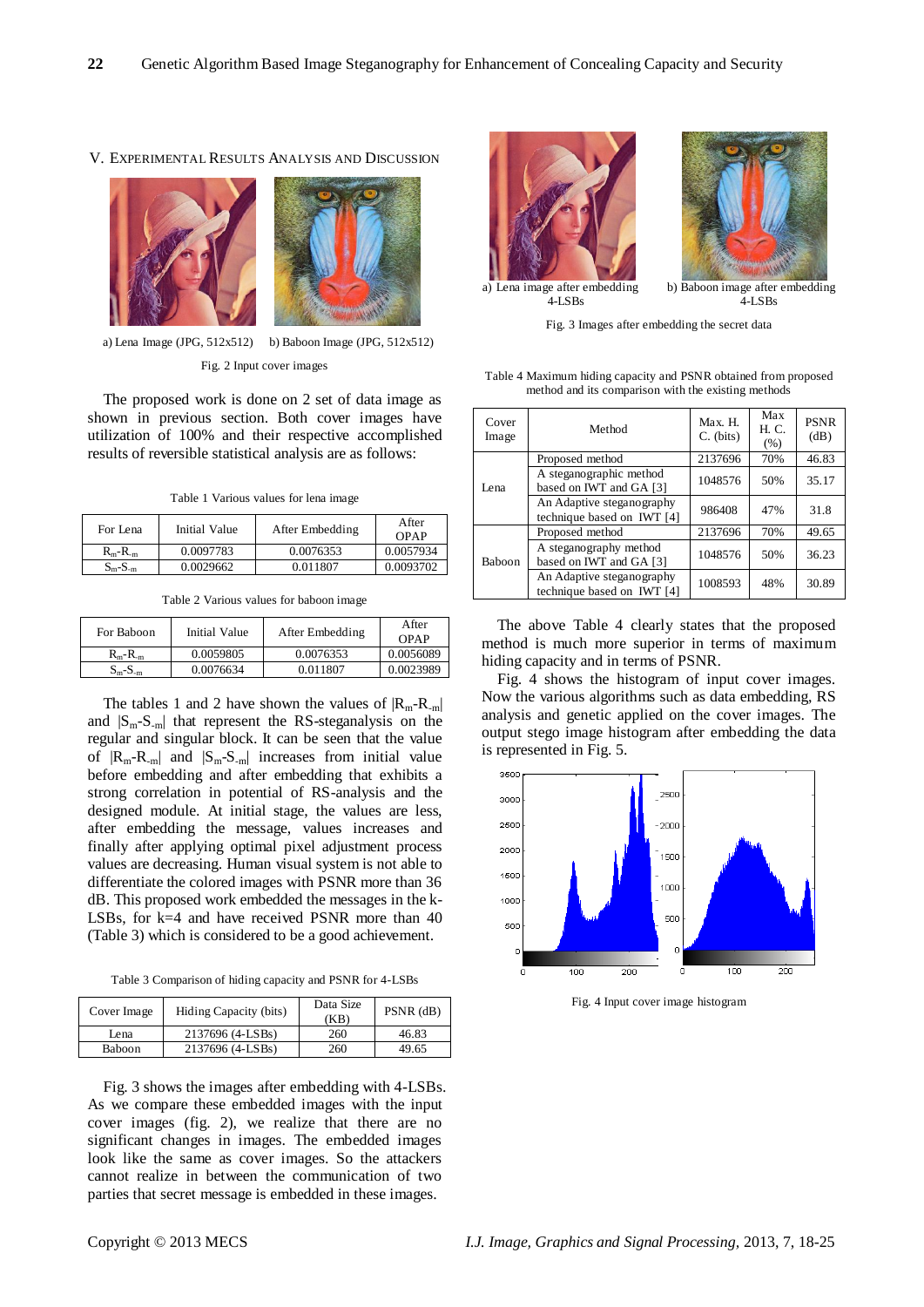## V. EXPERIMENTAL RESULTS ANALYSIS AND DISCUSSION

a) Lena Image (JPG, 512x512) b) Baboon Image (JPG, 512x512)

Fig. 2 Input cover images

The proposed work is done on 2 set of data image as shown in previous section. Both cover images have utilization of 100% and their respective accomplished results of reversible statistical analysis are as follows:

Table 1 Various values for lena image

| For Lena | Initial Value | After Embedding | After OPAP |
|---|---|---|---|
| $R_m$-$R_{-m}$ | 0.0097783 | 0.0076353 | 0.0057934 |
| $S_m$-$S_{-m}$ | 0.0029662 | 0.011807 | 0.0093702 |

Table 2 Various values for baboon image

| For Baboon | Initial Value | After Embedding | After OPAP |
|---|---|---|---|
| $R_m$-$R_{-m}$ | 0.0059805 | 0.0076353 | 0.0056089 |
| $S_m$-$S_{-m}$ | 0.0076634 | 0.011807 | 0.0023989 |

The tables 1 and 2 have shown the values of $|R_m$-$R_{-m}|$ and $|S_m$-$S_{-m}|$ that represent the RS-steganalysis on the regular and singular block. It can be seen that the value of $|R_m$-$R_{-m}|$ and $|S_m$-$S_{-m}|$ increases from initial value before embedding and after embedding that exhibits a strong correlation in potential of RS-analysis and the designed module. At initial stage, the values are less, after embedding the message, values increases and finally after applying optimal pixel adjustment process values are decreasing. Human visual system is not able to differentiate the colored images with PSNR more than 36 dB. This proposed work embedded the messages in the k-LSBs, for k=4 and have received PSNR more than 40 (Table 3) which is considered to be a good achievement.

Table 3 Comparison of hiding capacity and PSNR for 4-LSBs

| Cover Image | Hiding Capacity (bits) | Data Size (KB) | PSNR (dB) |
|---|---|---|---|
| Lena | 2137696 (4-LSBs) | 260 | 46.83 |
| Baboon | 2137696 (4-LSBs) | 260 | 49.65 |

Fig. 3 shows the images after embedding with 4-LSBs. As we compare these embedded images with the input cover images (fig. 2), we realize that there are no significant changes in images. The embedded images look like the same as cover images. So the attackers cannot realize in between the communication of two parties that secret message is embedded in these images.

a) Lena image after embedding 4-LSBs b) Baboon image after embedding 4-LSBs

Fig. 3 Images after embedding the secret data

Table 4 Maximum hiding capacity and PSNR obtained from proposed method and its comparison with the existing methods

| Cover Image | Method | Max. H. C. (bits) | Max H. C. (%) | PSNR (dB) |
|---|---|---|---|---|
| Lena | Proposed method | 2137696 | 70% | 46.83 |
| | A steganographic method based on IWT and GA [3] | 1048576 | 50% | 35.17 |
| | An Adaptive steganography technique based on IWT [4] | 986408 | 47% | 31.8 |
| Baboon | Proposed method | 2137696 | 70% | 49.65 |
| | A steganography method based on IWT and GA [3] | 1048576 | 50% | 36.23 |
| | An Adaptive steganography technique based on IWT [4] | 1008593 | 48% | 30.89 |

The above Table 4 clearly states that the proposed method is much more superior in terms of maximum hiding capacity and in terms of PSNR.

Fig. 4 shows the histogram of input cover images. Now the various algorithms such as data embedding, RS analysis and genetic applied on the cover images. The output stego image histogram after embedding the data is represented in Fig. 5.

Fig. 4 Input cover image histogram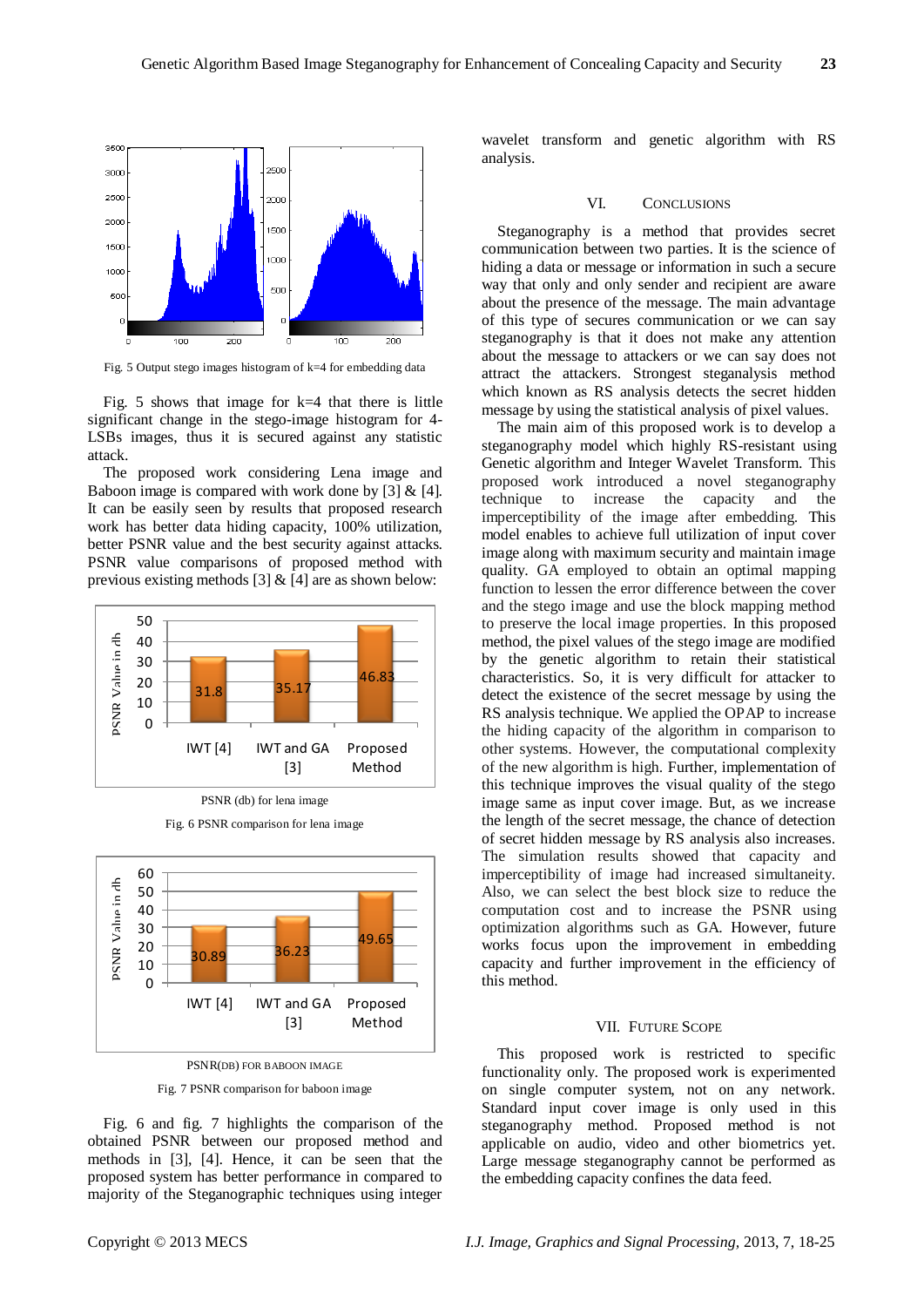Fig. 5 Output stego images histogram of k=4 for embedding data

Fig. 5 shows that image for k=4 that there is little significant change in the stego-image histogram for 4-LSBs images, thus it is secured against any statistic attack.

The proposed work considering Lena image and Baboon image is compared with work done by [3] & [4]. It can be easily seen by results that proposed research work has better data hiding capacity, 100% utilization, better PSNR value and the best security against attacks. PSNR value comparisons of proposed method with previous existing methods [3] & [4] are as shown below:

PSNR (db) for lena image

Fig. 6 PSNR comparison for lena image

PSNR(DB) FOR BABOON IMAGE

Fig. 7 PSNR comparison for baboon image

Fig. 6 and fig. 7 highlights the comparison of the obtained PSNR between our proposed method and methods in [3], [4]. Hence, it can be seen that the proposed system has better performance in compared to majority of the Steganographic techniques using integer wavelet transform and genetic algorithm with RS analysis.

## VI. Conclusions

Steganography is a method that provides secret communication between two parties. It is the science of hiding a data or message or information in such a secure way that only and only sender and recipient are aware about the presence of the message. The main advantage of this type of secures communication or we can say steganography is that it does not make any attention about the message to attackers or we can say does not attract the attackers. Strongest steganalysis method which known as RS analysis detects the secret hidden message by using the statistical analysis of pixel values.

The main aim of this proposed work is to develop a steganography model which highly RS-resistant using Genetic algorithm and Integer Wavelet Transform. This proposed work introduced a novel steganography technique to increase the capacity and the imperceptibility of the image after embedding. This model enables to achieve full utilization of input cover image along with maximum security and maintain image quality. GA employed to obtain an optimal mapping function to lessen the error difference between the cover and the stego image and use the block mapping method to preserve the local image properties. In this proposed method, the pixel values of the stego image are modified by the genetic algorithm to retain their statistical characteristics. So, it is very difficult for attacker to detect the existence of the secret message by using the RS analysis technique. We applied the OPAP to increase the hiding capacity of the algorithm in comparison to other systems. However, the computational complexity of the new algorithm is high. Further, implementation of this technique improves the visual quality of the stego image same as input cover image. But, as we increase the length of the secret message, the chance of detection of secret hidden message by RS analysis also increases. The simulation results showed that capacity and imperceptibility of image had increased simultaneity. Also, we can select the best block size to reduce the computation cost and to increase the PSNR using optimization algorithms such as GA. However, future works focus upon the improvement in embedding capacity and further improvement in the efficiency of this method.

## VII. Future Scope

This proposed work is restricted to specific functionality only. The proposed work is experimented on single computer system, not on any network. Standard input cover image is only used in this steganography method. Proposed method is not applicable on audio, video and other biometrics yet. Large message steganography cannot be performed as the embedding capacity confines the data feed.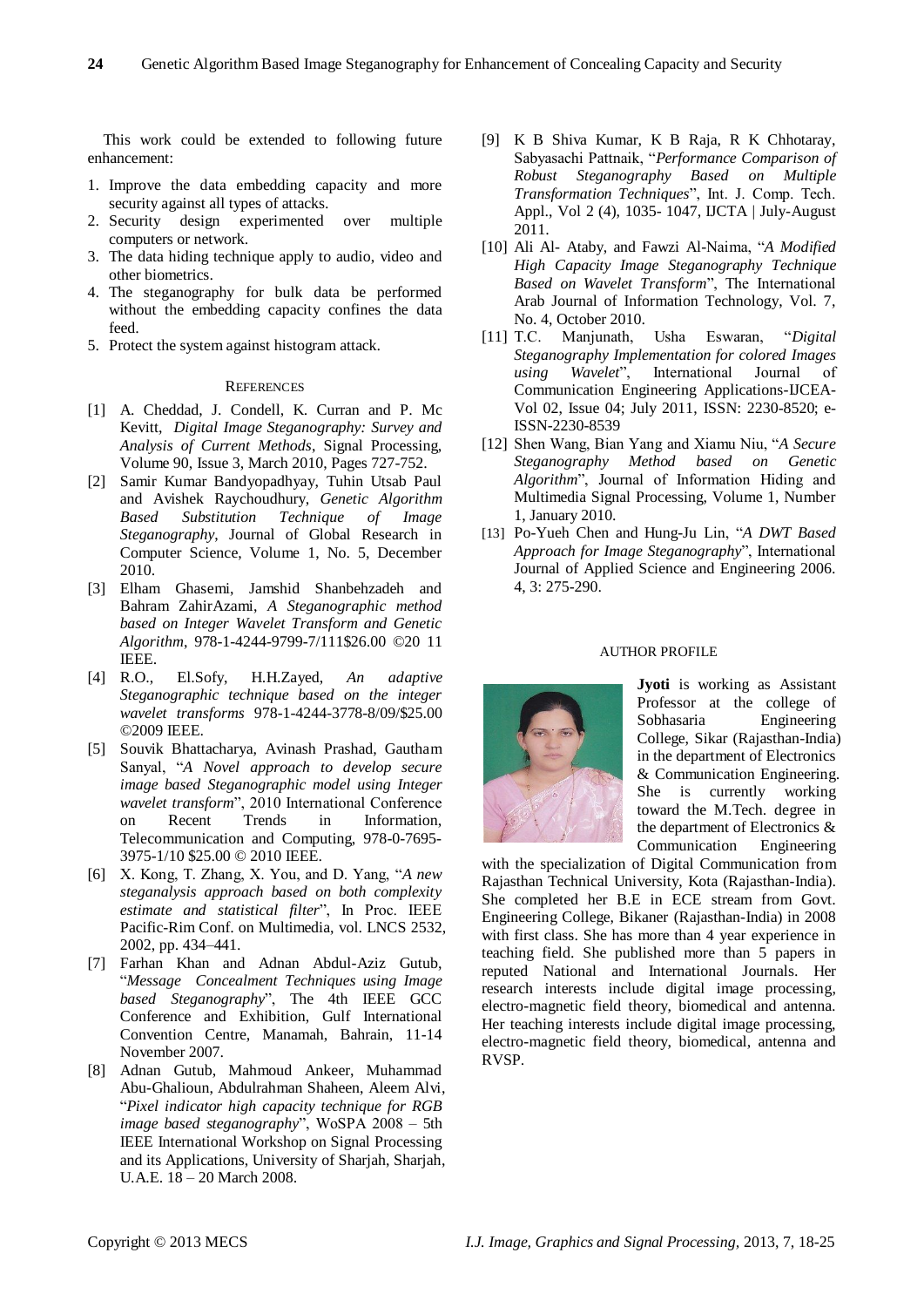This work could be extended to following future enhancement:

1. Improve the data embedding capacity and more security against all types of attacks.
2. Security design experimented over multiple computers or network.
3. The data hiding technique apply to audio, video and other biometrics.
4. The steganography for bulk data be performed without the embedding capacity confines the data feed.
5. Protect the system against histogram attack.

## REFERENCES

[1] A. Cheddad, J. Condell, K. Curran and P. Mc Kevitt, *Digital Image Steganography: Survey and Analysis of Current Methods*, Signal Processing, Volume 90, Issue 3, March 2010, Pages 727-752.

[2] Samir Kumar Bandyopadhyay, Tuhin Utsab Paul and Avishek Raychoudhury, *Genetic Algorithm Based Substitution Technique of Image Steganography*, Journal of Global Research in Computer Science, Volume 1, No. 5, December 2010.

[3] Elham Ghasemi, Jamshid Shanbehzadeh and Bahram ZahirAzami, *A Steganographic method based on Integer Wavelet Transform and Genetic Algorithm*, 978-1-4244-9799-7/111$26.00 ©20 11 IEEE.

[4] R.O., El.Sofy, H.H.Zayed, *An adaptive Steganographic technique based on the integer wavelet transforms* 978-1-4244-3778-8/09/$25.00 ©2009 IEEE.

[5] Souvik Bhattacharya, Avinash Prashad, Gautham Sanyal, "*A Novel approach to develop secure image based Steganographic model using Integer wavelet transform*", 2010 International Conference on Recent Trends in Information, Telecommunication and Computing, 978-0-7695-3975-1/10 $25.00 © 2010 IEEE.

[6] X. Kong, T. Zhang, X. You, and D. Yang, "*A new steganalysis approach based on both complexity estimate and statistical filter*", In Proc. IEEE Pacific-Rim Conf. on Multimedia, vol. LNCS 2532, 2002, pp. 434–441.

[7] Farhan Khan and Adnan Abdul-Aziz Gutub, "*Message Concealment Techniques using Image based Steganography*", The 4th IEEE GCC Conference and Exhibition, Gulf International Convention Centre, Manamah, Bahrain, 11-14 November 2007.

[8] Adnan Gutub, Mahmoud Ankeer, Muhammad Abu-Ghalioun, Abdulrahman Shaheen, Aleem Alvi, "*Pixel indicator high capacity technique for RGB image based steganography*", WoSPA 2008 – 5th IEEE International Workshop on Signal Processing and its Applications, University of Sharjah, Sharjah, U.A.E. 18 – 20 March 2008.

[9] K B Shiva Kumar, K B Raja, R K Chhotaray, Sabyasachi Pattnaik, "*Performance Comparison of Robust Steganography Based on Multiple Transformation Techniques*", Int. J. Comp. Tech. Appl., Vol 2 (4), 1035- 1047, IJCTA | July-August 2011.

[10] Ali Al- Ataby, and Fawzi Al-Naima, "*A Modified High Capacity Image Steganography Technique Based on Wavelet Transform*", The International Arab Journal of Information Technology, Vol. 7, No. 4, October 2010.

[11] T.C. Manjunath, Usha Eswaran, "*Digital Steganography Implementation for colored Images using Wavelet*", International Journal of Communication Engineering Applications-IJCEA-Vol 02, Issue 04; July 2011, ISSN: 2230-8520; e-ISSN-2230-8539

[12] Shen Wang, Bian Yang and Xiamu Niu, "*A Secure Steganography Method based on Genetic Algorithm*", Journal of Information Hiding and Multimedia Signal Processing, Volume 1, Number 1, January 2010.

[13] Po-Yueh Chen and Hung-Ju Lin, "*A DWT Based Approach for Image Steganography*", International Journal of Applied Science and Engineering 2006. 4, 3: 275-290.

## AUTHOR PROFILE

**Jyoti** is working as Assistant Professor at the college of Sobhasaria Engineering College, Sikar (Rajasthan-India) in the department of Electronics & Communication Engineering. She is currently working toward the M.Tech. degree in the department of Electronics & Communication Engineering with the specialization of Digital Communication from Rajasthan Technical University, Kota (Rajasthan-India). She completed her B.E in ECE stream from Govt. Engineering College, Bikaner (Rajasthan-India) in 2008 with first class. She has more than 4 year experience in teaching field. She published more than 5 papers in reputed National and International Journals. Her research interests include digital image processing, electro-magnetic field theory, biomedical and antenna. Her teaching interests include digital image processing, electro-magnetic field theory, biomedical, antenna and RVSP.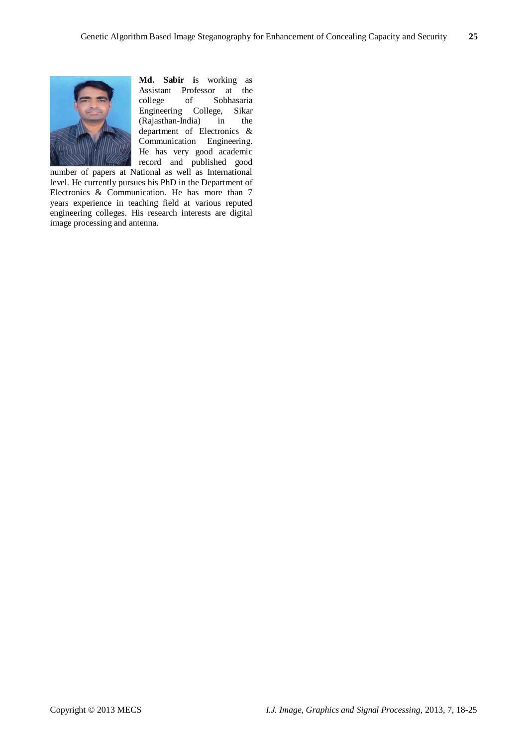**Md. Sabir i**s working as Assistant Professor at the college of Sobhasaria Engineering College, Sikar (Rajasthan-India) in the department of Electronics & Communication Engineering. He has very good academic record and published good number of papers at National as well as International level. He currently pursues his PhD in the Department of Electronics & Communication. He has more than 7 years experience in teaching field at various reputed engineering colleges. His research interests are digital image processing and antenna.